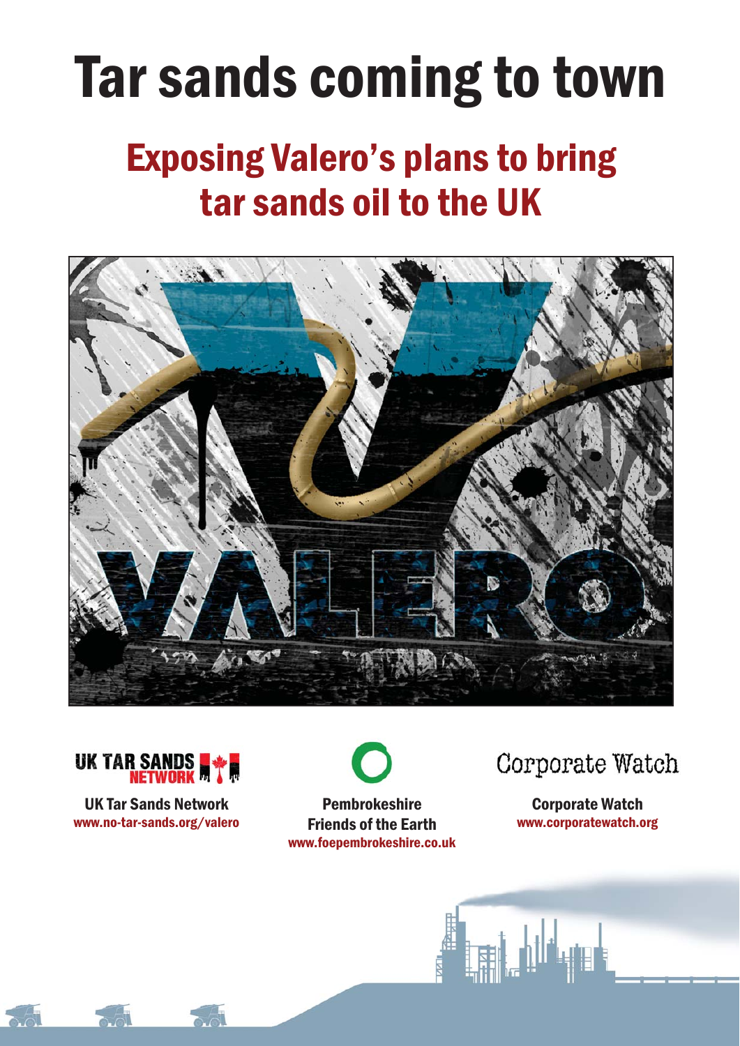# Tar sands coming to town

## Exposing Valero's plans to bring tar sands oil to the UK

UK Tar Sands Network
www.no-tar-sands.org/valero

Pembrokeshire Friends of the Earth
www.foepembrokeshire.co.uk

Corporate Watch
www.corporatewatch.org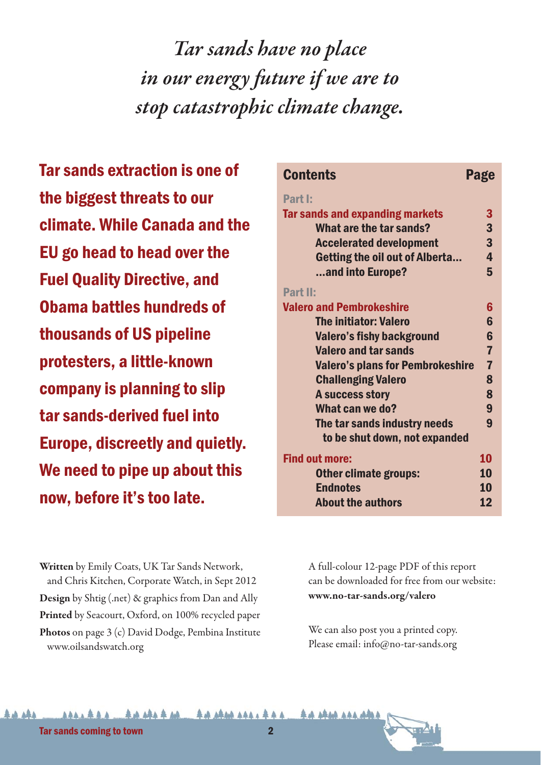*Tar sands have no place in our energy future if we are to stop catastrophic climate change.*

**Tar sands extraction is one of the biggest threats to our climate. While Canada and the EU go head to head over the Fuel Quality Directive, and Obama battles hundreds of thousands of US pipeline protesters, a little-known company is planning to slip tar sands-derived fuel into Europe, discreetly and quietly. We need to pipe up about this now, before it's too late.**

| Contents | Page |
| --- | --- |
| **Part I:** | |
| **Tar sands and expanding markets** | 3 |
| What are the tar sands? | 3 |
| Accelerated development | 3 |
| Getting the oil out of Alberta... | 4 |
| ...and into Europe? | 5 |
| **Part II:** | |
| **Valero and Pembrokeshire** | 6 |
| The initiator: Valero | 6 |
| Valero's fishy background | 6 |
| Valero and tar sands | 7 |
| Valero's plans for Pembrokeshire | 7 |
| Challenging Valero | 8 |
| A success story | 8 |
| What can we do? | 9 |
| The tar sands industry needs to be shut down, not expanded | 9 |
| **Find out more:** | 10 |
| Other climate groups: | 10 |
| Endnotes | 10 |
| About the authors | 12 |

**Written** by Emily Coats, UK Tar Sands Network, and Chris Kitchen, Corporate Watch, in Sept 2012

**Design** by Shtig (.net) & graphics from Dan and Ally

**Printed** by Seacourt, Oxford, on 100% recycled paper

**Photos** on page 3 (c) David Dodge, Pembina Institute www.oilsandswatch.org

A full-colour 12-page PDF of this report can be downloaded for free from our website: **www.no-tar-sands.org/valero**

We can also post you a printed copy. Please email: info@no-tar-sands.org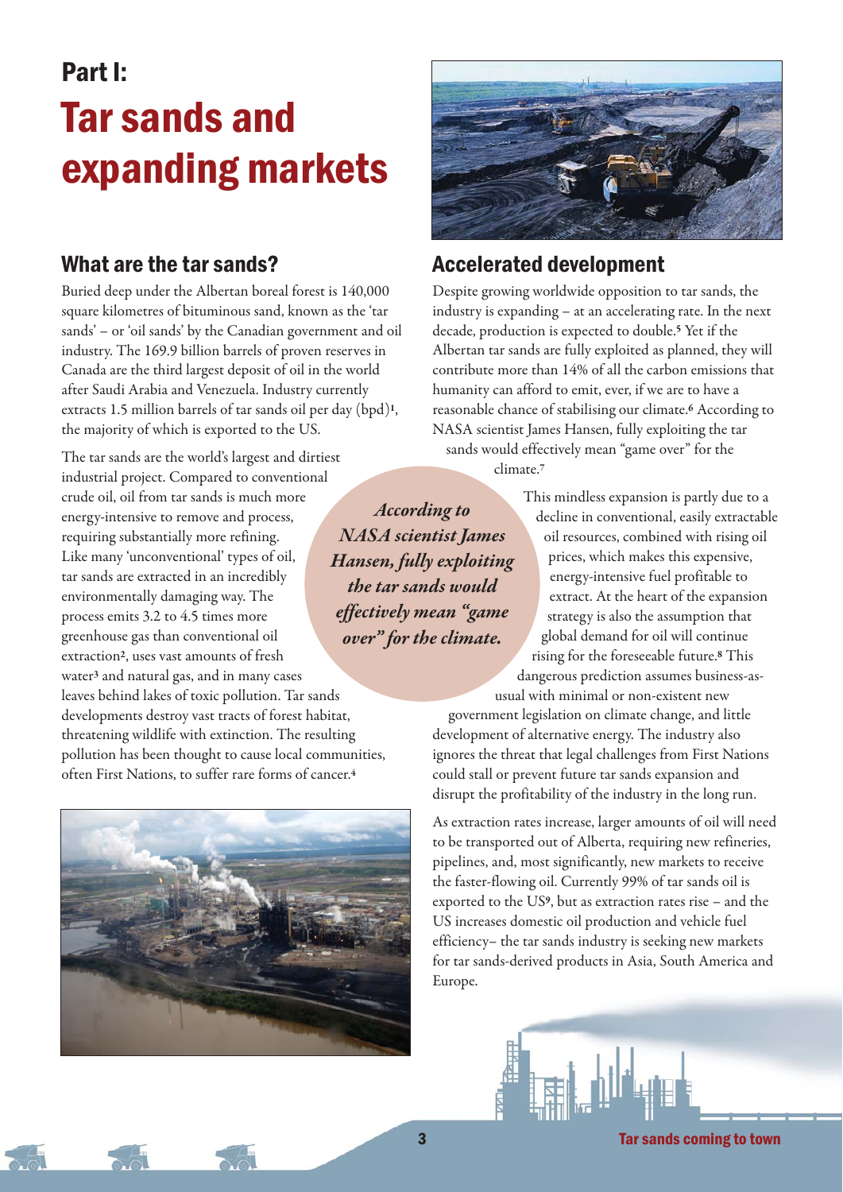# Part I:
# Tar sands and expanding markets

## What are the tar sands?

Buried deep under the Albertan boreal forest is 140,000 square kilometres of bituminous sand, known as the 'tar sands' – or 'oil sands' by the Canadian government and oil industry. The 169.9 billion barrels of proven reserves in Canada are the third largest deposit of oil in the world after Saudi Arabia and Venezuela. Industry currently extracts 1.5 million barrels of tar sands oil per day (bpd)[1], the majority of which is exported to the US.

The tar sands are the world's largest and dirtiest industrial project. Compared to conventional crude oil, oil from tar sands is much more energy-intensive to remove and process, requiring substantially more refining. Like many 'unconventional' types of oil, tar sands are extracted in an incredibly environmentally damaging way. The process emits 3.2 to 4.5 times more greenhouse gas than conventional oil extraction[2], uses vast amounts of fresh water[3] and natural gas, and in many cases leaves behind lakes of toxic pollution. Tar sands developments destroy vast tracts of forest habitat, threatening wildlife with extinction. The resulting pollution has been thought to cause local communities, often First Nations, to suffer rare forms of cancer.[4]

## Accelerated development

Despite growing worldwide opposition to tar sands, the industry is expanding – at an accelerating rate. In the next decade, production is expected to double.[5] Yet if the Albertan tar sands are fully exploited as planned, they will contribute more than 14% of all the carbon emissions that humanity can afford to emit, ever, if we are to have a reasonable chance of stabilising our climate.[6] According to NASA scientist James Hansen, fully exploiting the tar sands would effectively mean "game over" for the climate.[7]

*According to NASA scientist James Hansen, fully exploiting the tar sands would effectively mean "game over" for the climate.*

This mindless expansion is partly due to a decline in conventional, easily extractable oil resources, combined with rising oil prices, which makes this expensive, energy-intensive fuel profitable to extract. At the heart of the expansion strategy is also the assumption that global demand for oil will continue rising for the foreseeable future.[8] This dangerous prediction assumes business-as-usual with minimal or non-existent new government legislation on climate change, and little development of alternative energy. The industry also ignores the threat that legal challenges from First Nations could stall or prevent future tar sands expansion and disrupt the profitability of the industry in the long run.

As extraction rates increase, larger amounts of oil will need to be transported out of Alberta, requiring new refineries, pipelines, and, most significantly, new markets to receive the faster-flowing oil. Currently 99% of tar sands oil is exported to the US[9], but as extraction rates rise – and the US increases domestic oil production and vehicle fuel efficiency– the tar sands industry is seeking new markets for tar sands-derived products in Asia, South America and Europe.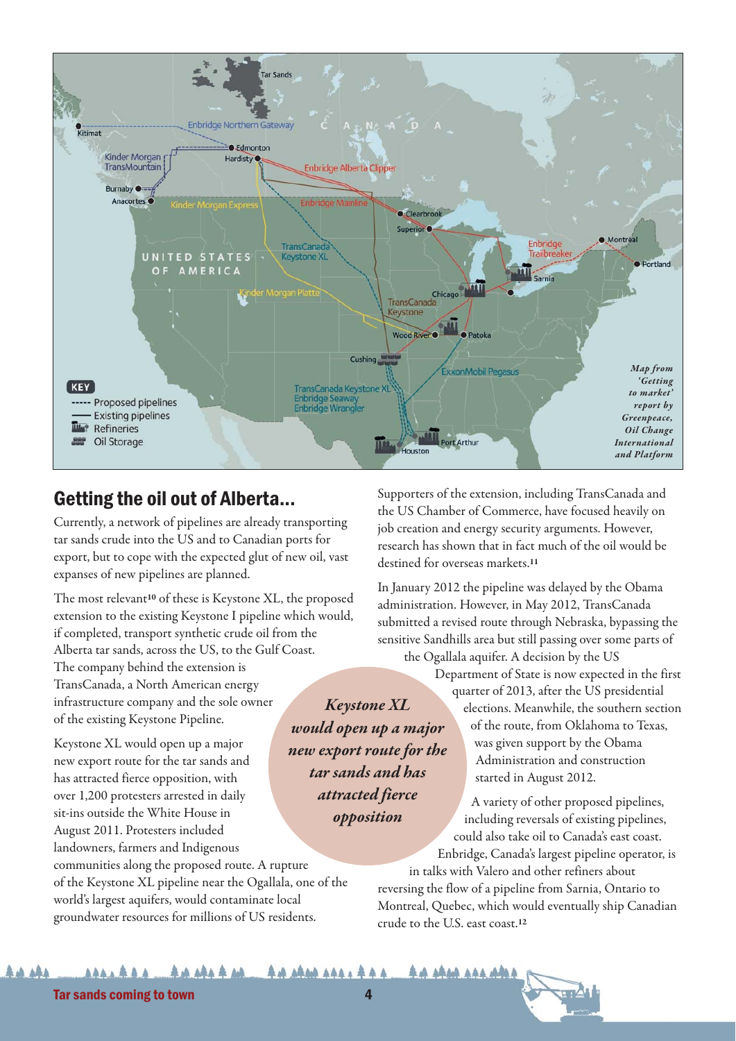Map from 'Getting to market' report by Greenpeace, Oil Change International and Platform

## Getting the oil out of Alberta...

Currently, a network of pipelines are already transporting tar sands crude into the US and to Canadian ports for export, but to cope with the expected glut of new oil, vast expanses of new pipelines are planned.

The most relevant[10] of these is Keystone XL, the proposed extension to the existing Keystone I pipeline which would, if completed, transport synthetic crude oil from the Alberta tar sands, across the US, to the Gulf Coast. The company behind the extension is TransCanada, a North American energy infrastructure company and the sole owner of the existing Keystone Pipeline.

Keystone XL would open up a major new export route for the tar sands and has attracted fierce opposition, with over 1,200 protesters arrested in daily sit-ins outside the White House in August 2011. Protesters included landowners, farmers and Indigenous communities along the proposed route. A rupture of the Keystone XL pipeline near the Ogallala, one of the world's largest aquifers, would contaminate local groundwater resources for millions of US residents.

*Keystone XL would open up a major new export route for the tar sands and has attracted fierce opposition*

Supporters of the extension, including TransCanada and the US Chamber of Commerce, have focused heavily on job creation and energy security arguments. However, research has shown that in fact much of the oil would be destined for overseas markets.[11]

In January 2012 the pipeline was delayed by the Obama administration. However, in May 2012, TransCanada submitted a revised route through Nebraska, bypassing the sensitive Sandhills area but still passing over some parts of the Ogallala aquifer. A decision by the US Department of State is now expected in the first quarter of 2013, after the US presidential elections. Meanwhile, the southern section of the route, from Oklahoma to Texas, was given support by the Obama Administration and construction started in August 2012.

A variety of other proposed pipelines, including reversals of existing pipelines, could also take oil to Canada's east coast. Enbridge, Canada's largest pipeline operator, is in talks with Valero and other refiners about reversing the flow of a pipeline from Sarnia, Ontario to Montreal, Quebec, which would eventually ship Canadian crude to the U.S. east coast.[12]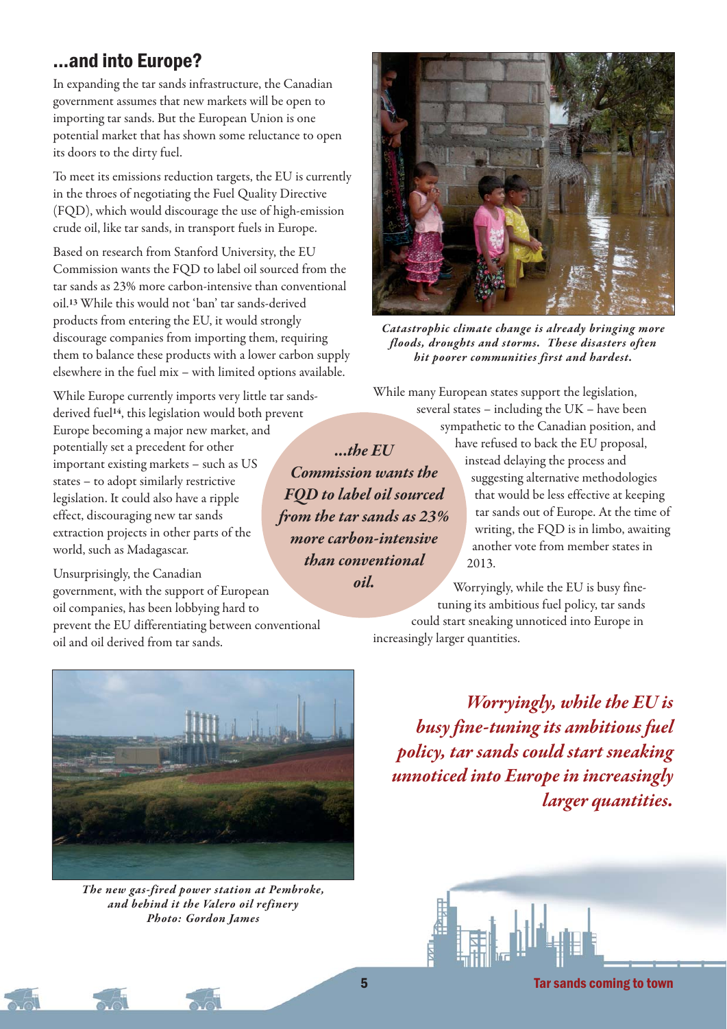## ...and into Europe?

In expanding the tar sands infrastructure, the Canadian government assumes that new markets will be open to importing tar sands. But the European Union is one potential market that has shown some reluctance to open its doors to the dirty fuel.

To meet its emissions reduction targets, the EU is currently in the throes of negotiating the Fuel Quality Directive (FQD), which would discourage the use of high-emission crude oil, like tar sands, in transport fuels in Europe.

Based on research from Stanford University, the EU Commission wants the FQD to label oil sourced from the tar sands as 23% more carbon-intensive than conventional oil.[13] While this would not 'ban' tar sands-derived products from entering the EU, it would strongly discourage companies from importing them, requiring them to balance these products with a lower carbon supply elsewhere in the fuel mix – with limited options available.

While Europe currently imports very little tar sands-derived fuel[14], this legislation would both prevent Europe becoming a major new market, and potentially set a precedent for other important existing markets – such as US states – to adopt similarly restrictive legislation. It could also have a ripple effect, discouraging new tar sands extraction projects in other parts of the world, such as Madagascar.

Unsurprisingly, the Canadian government, with the support of European oil companies, has been lobbying hard to prevent the EU differentiating between conventional oil and oil derived from tar sands.

*...the EU Commission wants the FQD to label oil sourced from the tar sands as 23% more carbon-intensive than conventional oil.*

*Catastrophic climate change is already bringing more floods, droughts and storms. These disasters often hit poorer communities first and hardest.*

While many European states support the legislation, several states – including the UK – have been sympathetic to the Canadian position, and have refused to back the EU proposal, instead delaying the process and suggesting alternative methodologies that would be less effective at keeping tar sands out of Europe. At the time of writing, the FQD is in limbo, awaiting another vote from member states in 2013.

Worryingly, while the EU is busy fine-tuning its ambitious fuel policy, tar sands could start sneaking unnoticed into Europe in increasingly larger quantities.

*The new gas-fired power station at Pembroke, and behind it the Valero oil refinery*
*Photo: Gordon James*

***Worryingly, while the EU is busy fine-tuning its ambitious fuel policy, tar sands could start sneaking unnoticed into Europe in increasingly larger quantities.***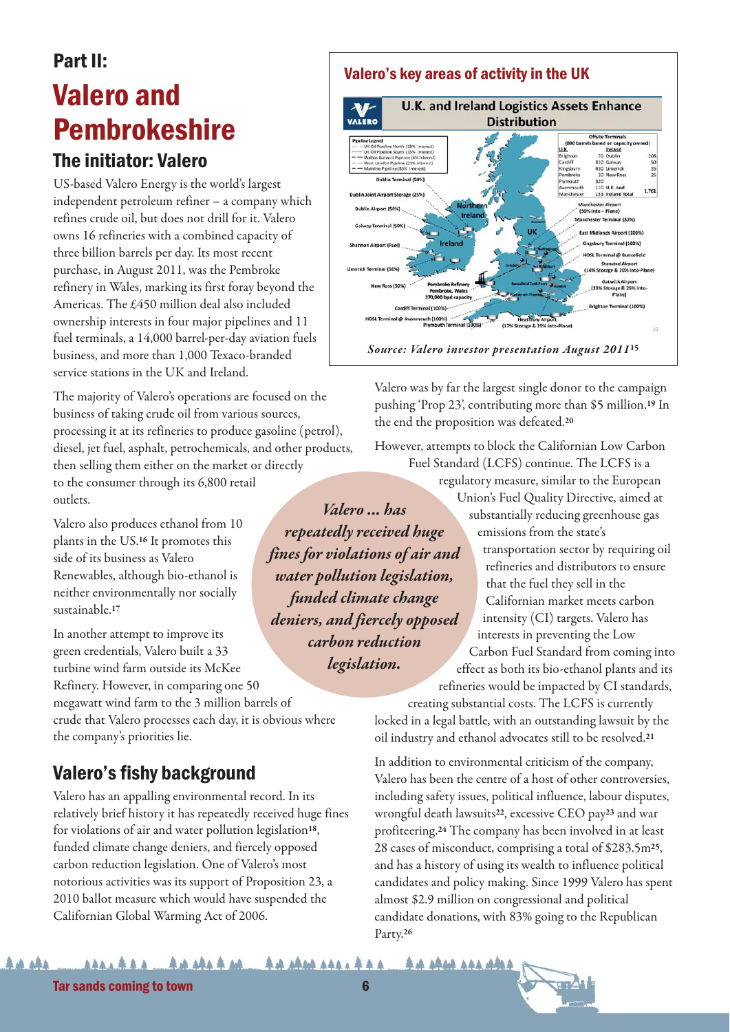# Part II:

# Valero and Pembrokeshire

## The initiator: Valero

US-based Valero Energy is the world's largest independent petroleum refiner – a company which refines crude oil, but does not drill for it. Valero owns 16 refineries with a combined capacity of three billion barrels per day. Its most recent purchase, in August 2011, was the Pembroke refinery in Wales, marking its first foray beyond the Americas. The £450 million deal also included ownership interests in four major pipelines and 11 fuel terminals, a 14,000 barrel-per-day aviation fuels business, and more than 1,000 Texaco-branded service stations in the UK and Ireland.

The majority of Valero's operations are focused on the business of taking crude oil from various sources, processing it at its refineries to produce gasoline (petrol), diesel, jet fuel, asphalt, petrochemicals, and other products, then selling them either on the market or directly to the consumer through its 6,800 retail outlets.

Valero also produces ethanol from 10 plants in the US.[16] It promotes this side of its business as Valero Renewables, although bio-ethanol is neither environmentally nor socially sustainable.[17]

In another attempt to improve its green credentials, Valero built a 33 turbine wind farm outside its McKee Refinery. However, in comparing one 50 megawatt wind farm to the 3 million barrels of crude that Valero processes each day, it is obvious where the company's priorities lie.

### Valero's key areas of activity in the UK

Source: Valero investor presentation August 2011[15]

## Valero's fishy background

Valero has an appalling environmental record. In its relatively brief history it has repeatedly received huge fines for violations of air and water pollution legislation[18], funded climate change deniers, and fiercely opposed carbon reduction legislation. One of Valero's most notorious activities was its support of Proposition 23, a 2010 ballot measure which would have suspended the Californian Global Warming Act of 2006.

Valero was by far the largest single donor to the campaign pushing 'Prop 23', contributing more than $5 million.[19] In the end the proposition was defeated.[20]

> *Valero ... has repeatedly received huge fines for violations of air and water pollution legislation, funded climate change deniers, and fiercely opposed carbon reduction legislation.*

However, attempts to block the Californian Low Carbon Fuel Standard (LCFS) continue. The LCFS is a regulatory measure, similar to the European Union's Fuel Quality Directive, aimed at substantially reducing greenhouse gas emissions from the state's transportation sector by requiring oil refineries and distributors to ensure that the fuel they sell in the Californian market meets carbon intensity (CI) targets. Valero has interests in preventing the Low Carbon Fuel Standard from coming into effect as both its bio-ethanol plants and its refineries would be impacted by CI standards, creating substantial costs. The LCFS is currently locked in a legal battle, with an outstanding lawsuit by the oil industry and ethanol advocates still to be resolved.[21]

In addition to environmental criticism of the company, Valero has been the centre of a host of other controversies, including safety issues, political influence, labour disputes, wrongful death lawsuits[22], excessive CEO pay[23] and war profiteering.[24] The company has been involved in at least 28 cases of misconduct, comprising a total of $283.5m[25], and has a history of using its wealth to influence political candidates and policy making. Since 1999 Valero has spent almost $2.9 million on congressional and political candidate donations, with 83% going to the Republican Party.[26]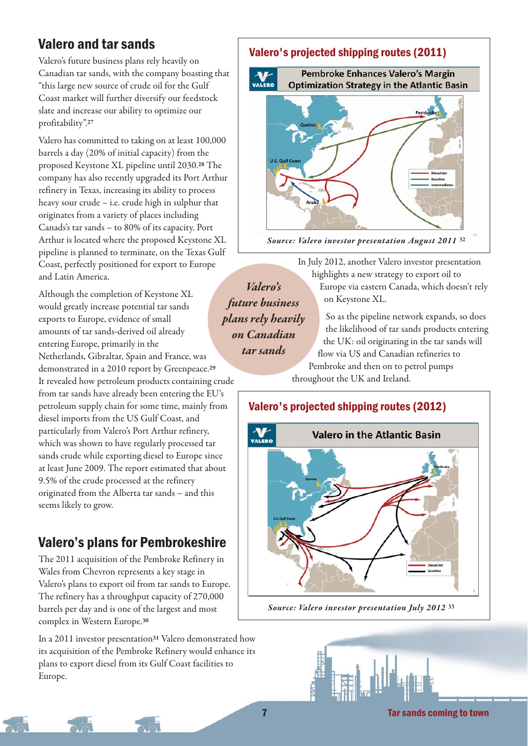## Valero and tar sands

Valero's future business plans rely heavily on Canadian tar sands, with the company boasting that "this large new source of crude oil for the Gulf Coast market will further diversify our feedstock slate and increase our ability to optimize our profitability".[27]

Valero has committed to taking on at least 100,000 barrels a day (20% of initial capacity) from the proposed Keystone XL pipeline until 2030.[28] The company has also recently upgraded its Port Arthur refinery in Texas, increasing its ability to process heavy sour crude – i.e. crude high in sulphur that originates from a variety of places including Canads's tar sands – to 80% of its capacity. Port Arthur is located where the proposed Keystone XL pipeline is planned to terminate, on the Texas Gulf Coast, perfectly positioned for export to Europe and Latin America.

Although the completion of Keystone XL would greatly increase potential tar sands exports to Europe, evidence of small amounts of tar sands-derived oil already entering Europe, primarily in the Netherlands, Gibraltar, Spain and France, was demonstrated in a 2010 report by Greenpeace.[29] It revealed how petroleum products containing crude from tar sands have already been entering the EU's petroleum supply chain for some time, mainly from diesel imports from the US Gulf Coast, and particularly from Valero's Port Arthur refinery, which was shown to have regularly processed tar sands crude while exporting diesel to Europe since at least June 2009. The report estimated that about 9.5% of the crude processed at the refinery originated from the Alberta tar sands – and this seems likely to grow.

*Valero's future business plans rely heavily on Canadian tar sands*

## Valero's plans for Pembrokeshire

The 2011 acquisition of the Pembroke Refinery in Wales from Chevron represents a key stage in Valero's plans to export oil from tar sands to Europe. The refinery has a throughput capacity of 270,000 barrels per day and is one of the largest and most complex in Western Europe.[30]

In a 2011 investor presentation[31] Valero demonstrated how its acquisition of the Pembroke Refinery would enhance its plans to export diesel from its Gulf Coast facilities to Europe.

### Valero's projected shipping routes (2011)

*Source: Valero investor presentation August 2011* [32]

In July 2012, another Valero investor presentation highlights a new strategy to export oil to Europe via eastern Canada, which doesn't rely on Keystone XL.

So as the pipeline network expands, so does the likelihood of tar sands products entering the UK: oil originating in the tar sands will flow via US and Canadian refineries to Pembroke and then on to petrol pumps throughout the UK and Ireland.

### Valero's projected shipping routes (2012)

*Source: Valero investor presentation July 2012* [33]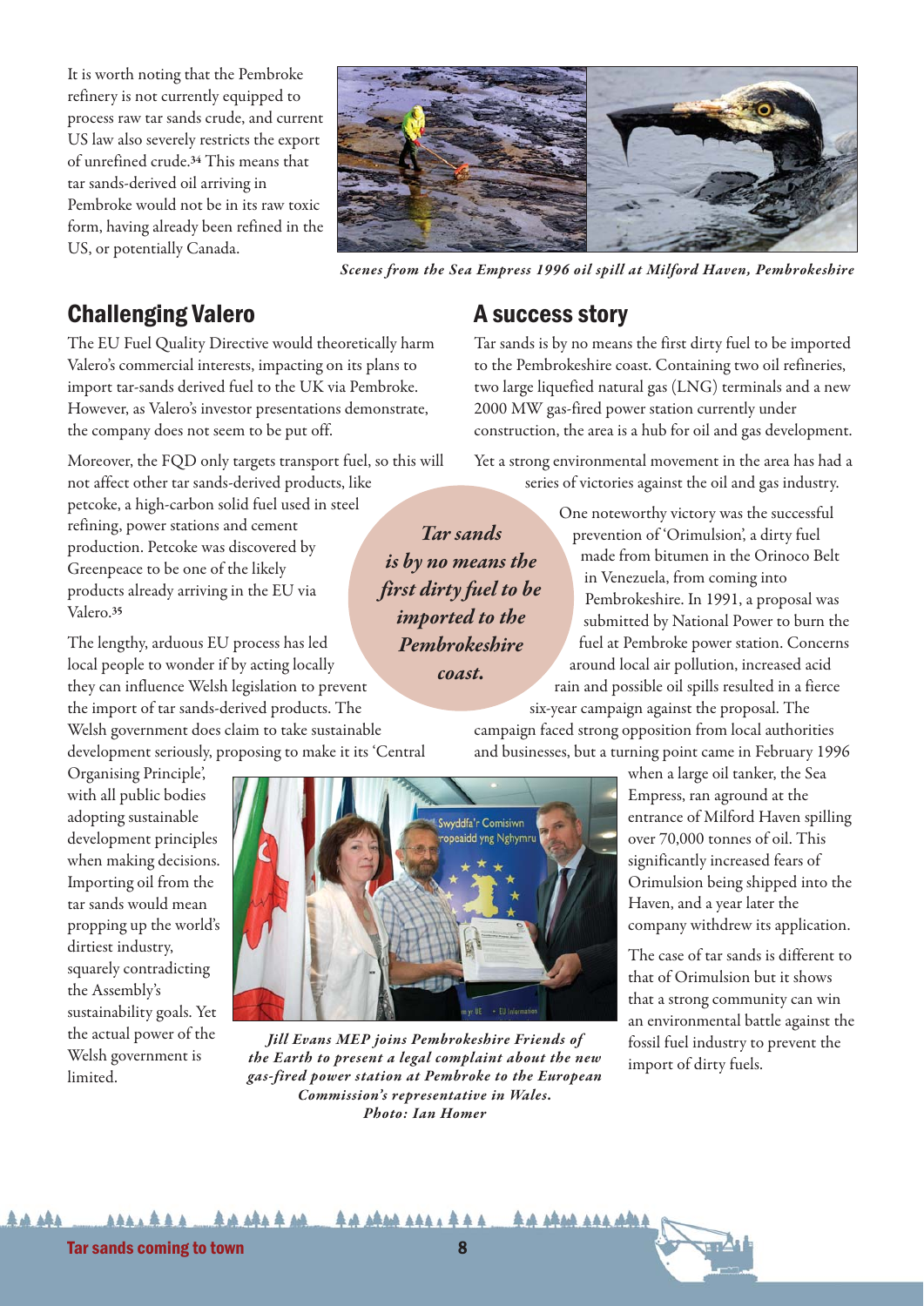It is worth noting that the Pembroke refinery is not currently equipped to process raw tar sands crude, and current US law also severely restricts the export of unrefined crude.[34] This means that tar sands-derived oil arriving in Pembroke would not be in its raw toxic form, having already been refined in the US, or potentially Canada.

*Scenes from the Sea Empress 1996 oil spill at Milford Haven, Pembrokeshire*

## Challenging Valero

The EU Fuel Quality Directive would theoretically harm Valero's commercial interests, impacting on its plans to import tar-sands derived fuel to the UK via Pembroke. However, as Valero's investor presentations demonstrate, the company does not seem to be put off.

Moreover, the FQD only targets transport fuel, so this will not affect other tar sands-derived products, like petcoke, a high-carbon solid fuel used in steel refining, power stations and cement production. Petcoke was discovered by Greenpeace to be one of the likely products already arriving in the EU via Valero.[35]

The lengthy, arduous EU process has led local people to wonder if by acting locally they can influence Welsh legislation to prevent the import of tar sands-derived products. The Welsh government does claim to take sustainable development seriously, proposing to make it its 'Central Organising Principle', with all public bodies adopting sustainable development principles when making decisions. Importing oil from the tar sands would mean propping up the world's dirtiest industry, squarely contradicting the Assembly's sustainability goals. Yet the actual power of the Welsh government is limited.

*Jill Evans MEP joins Pembrokeshire Friends of the Earth to present a legal complaint about the new gas-fired power station at Pembroke to the European Commission's representative in Wales. Photo: Ian Homer*

## A success story

Tar sands is by no means the first dirty fuel to be imported to the Pembrokeshire coast. Containing two oil refineries, two large liquefied natural gas (LNG) terminals and a new 2000 MW gas-fired power station currently under construction, the area is a hub for oil and gas development.

Yet a strong environmental movement in the area has had a series of victories against the oil and gas industry.

*Tar sands is by no means the first dirty fuel to be imported to the Pembrokeshire coast.*

One noteworthy victory was the successful prevention of 'Orimulsion', a dirty fuel made from bitumen in the Orinoco Belt in Venezuela, from coming into Pembrokeshire. In 1991, a proposal was submitted by National Power to burn the fuel at Pembroke power station. Concerns around local air pollution, increased acid rain and possible oil spills resulted in a fierce six-year campaign against the proposal. The campaign faced strong opposition from local authorities and businesses, but a turning point came in February 1996 when a large oil tanker, the Sea Empress, ran aground at the entrance of Milford Haven spilling over 70,000 tonnes of oil. This significantly increased fears of Orimulsion being shipped into the Haven, and a year later the company withdrew its application.

The case of tar sands is different to that of Orimulsion but it shows that a strong community can win an environmental battle against the fossil fuel industry to prevent the import of dirty fuels.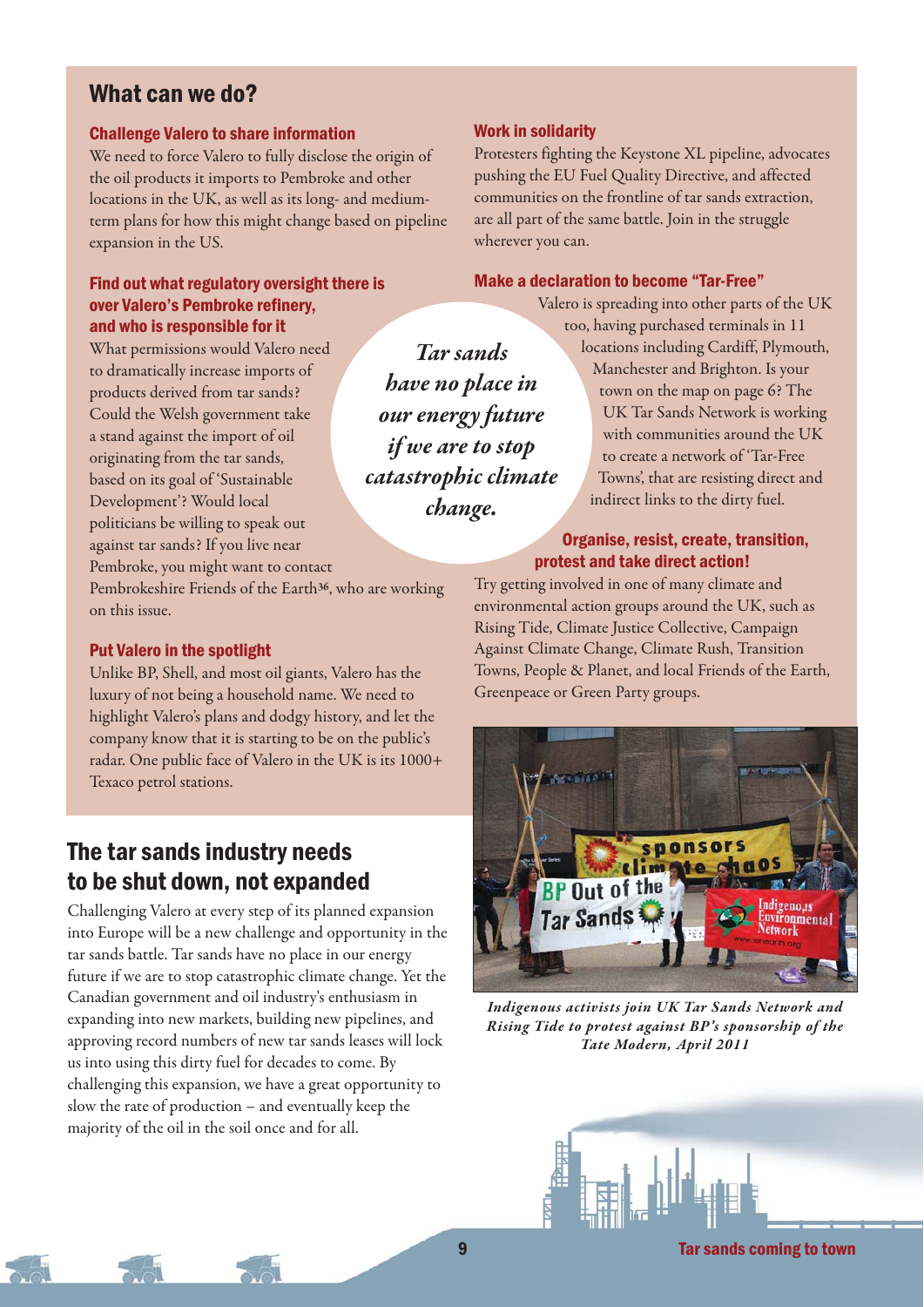## What can we do?

### Challenge Valero to share information

We need to force Valero to fully disclose the origin of the oil products it imports to Pembroke and other locations in the UK, as well as its long- and medium-term plans for how this might change based on pipeline expansion in the US.

### Find out what regulatory oversight there is over Valero's Pembroke refinery, and who is responsible for it

What permissions would Valero need to dramatically increase imports of products derived from tar sands? Could the Welsh government take a stand against the import of oil originating from the tar sands, based on its goal of 'Sustainable Development'? Would local politicians be willing to speak out against tar sands? If you live near Pembroke, you might want to contact Pembrokeshire Friends of the Earth[36], who are working on this issue.

### Put Valero in the spotlight

Unlike BP, Shell, and most oil giants, Valero has the luxury of not being a household name. We need to highlight Valero's plans and dodgy history, and let the company know that it is starting to be on the public's radar. One public face of Valero in the UK is its 1000+ Texaco petrol stations.

### Work in solidarity

Protesters fighting the Keystone XL pipeline, advocates pushing the EU Fuel Quality Directive, and affected communities on the frontline of tar sands extraction, are all part of the same battle. Join in the struggle wherever you can.

### Make a declaration to become "Tar-Free"

Valero is spreading into other parts of the UK too, having purchased terminals in 11 locations including Cardiff, Plymouth, Manchester and Brighton. Is your town on the map on page 6? The UK Tar Sands Network is working with communities around the UK to create a network of 'Tar-Free Towns', that are resisting direct and indirect links to the dirty fuel.

*Tar sands have no place in our energy future if we are to stop catastrophic climate change.*

### Organise, resist, create, transition, protest and take direct action!

Try getting involved in one of many climate and environmental action groups around the UK, such as Rising Tide, Climate Justice Collective, Campaign Against Climate Change, Climate Rush, Transition Towns, People & Planet, and local Friends of the Earth, Greenpeace or Green Party groups.

## The tar sands industry needs to be shut down, not expanded

Challenging Valero at every step of its planned expansion into Europe will be a new challenge and opportunity in the tar sands battle. Tar sands have no place in our energy future if we are to stop catastrophic climate change. Yet the Canadian government and oil industry's enthusiasm in expanding into new markets, building new pipelines, and approving record numbers of new tar sands leases will lock us into using this dirty fuel for decades to come. By challenging this expansion, we have a great opportunity to slow the rate of production – and eventually keep the majority of the oil in the soil once and for all.

*Indigenous activists join UK Tar Sands Network and Rising Tide to protest against BP's sponsorship of the Tate Modern, April 2011*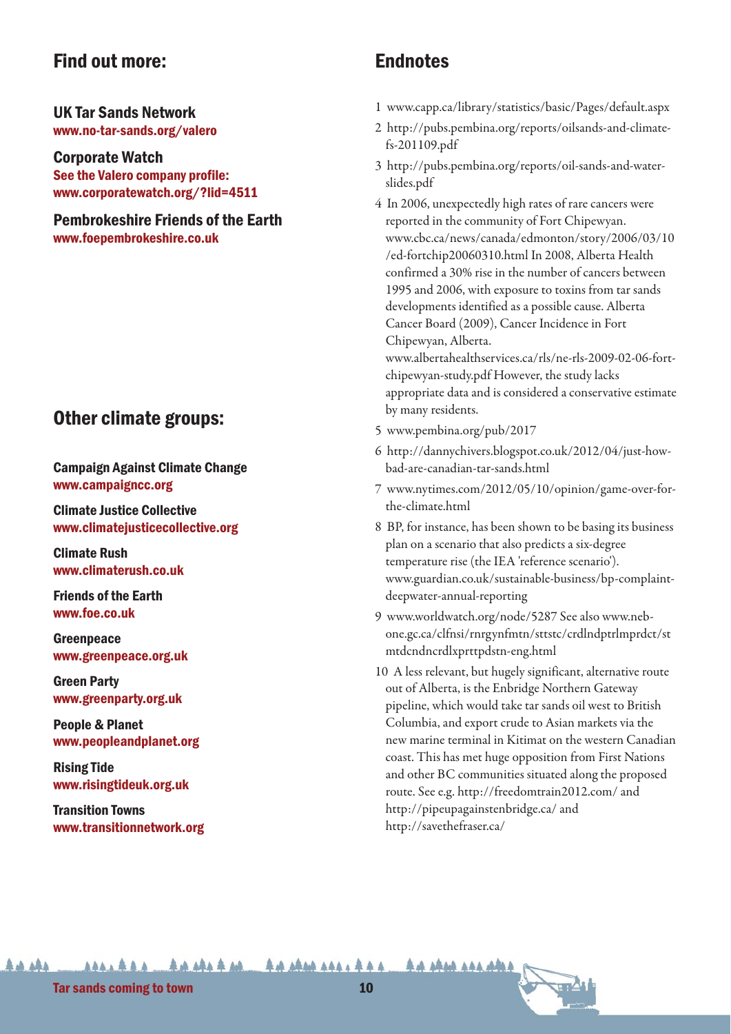## Find out more:

**UK Tar Sands Network**
www.no-tar-sands.org/valero

**Corporate Watch**
See the Valero company profile:
www.corporatewatch.org/?lid=4511

**Pembrokeshire Friends of the Earth**
www.foepembrokeshire.co.uk

## Other climate groups:

**Campaign Against Climate Change**
www.campaigncc.org

**Climate Justice Collective**
www.climatejusticecollective.org

**Climate Rush**
www.climaterush.co.uk

**Friends of the Earth**
www.foe.co.uk

**Greenpeace**
www.greenpeace.org.uk

**Green Party**
www.greenparty.org.uk

**People & Planet**
www.peopleandplanet.org

**Rising Tide**
www.risingtideuk.org.uk

**Transition Towns**
www.transitionnetwork.org

## Endnotes

1. www.capp.ca/library/statistics/basic/Pages/default.aspx
2. http://pubs.pembina.org/reports/oilsands-and-climate-fs-201109.pdf
3. http://pubs.pembina.org/reports/oil-sands-and-water-slides.pdf
4. In 2006, unexpectedly high rates of rare cancers were reported in the community of Fort Chipewyan. www.cbc.ca/news/canada/edmonton/story/2006/03/10/ed-fortchip20060310.html In 2008, Alberta Health confirmed a 30% rise in the number of cancers between 1995 and 2006, with exposure to toxins from tar sands developments identified as a possible cause. Alberta Cancer Board (2009), Cancer Incidence in Fort Chipewyan, Alberta. www.albertahealthservices.ca/rls/ne-rls-2009-02-06-fort-chipewyan-study.pdf However, the study lacks appropriate data and is considered a conservative estimate by many residents.
5. www.pembina.org/pub/2017
6. http://dannychivers.blogspot.co.uk/2012/04/just-how-bad-are-canadian-tar-sands.html
7. www.nytimes.com/2012/05/10/opinion/game-over-for-the-climate.html
8. BP, for instance, has been shown to be basing its business plan on a scenario that also predicts a six-degree temperature rise (the IEA 'reference scenario'). www.guardian.co.uk/sustainable-business/bp-complaint-deepwater-annual-reporting
9. www.worldwatch.org/node/5287 See also www.neb-one.gc.ca/clfnsi/rnrgynfmtn/sttstc/crdlndptrlmprdct/stmtdcndncrdlxprttpdstn-eng.html
10. A less relevant, but hugely significant, alternative route out of Alberta, is the Enbridge Northern Gateway pipeline, which would take tar sands oil west to British Columbia, and export crude to Asian markets via the new marine terminal in Kitimat on the western Canadian coast. This has met huge opposition from First Nations and other BC communities situated along the proposed route. See e.g. http://freedomtrain2012.com/ and http://pipeupagainstenbridge.ca/ and http://savethefraser.ca/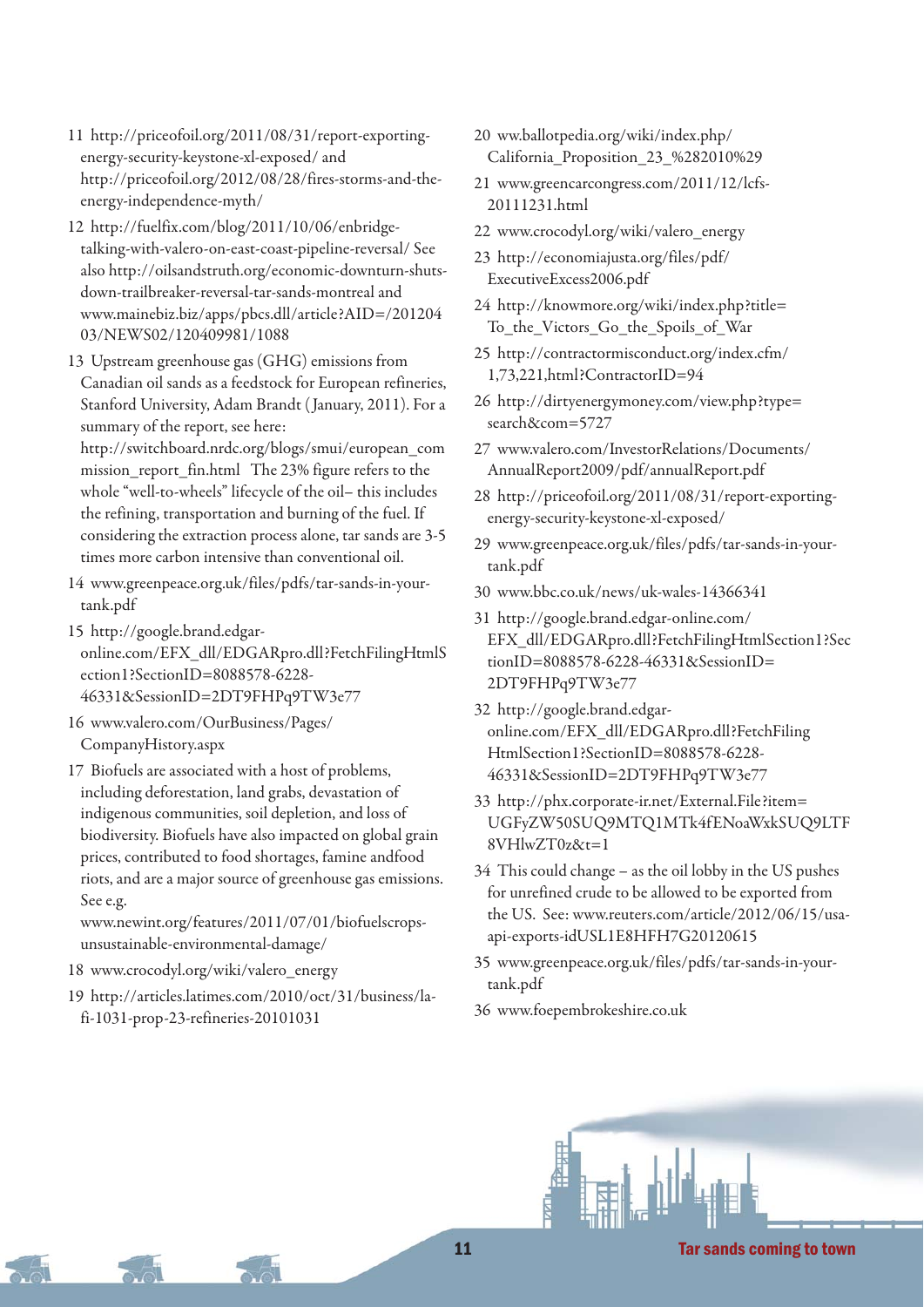11 http://priceofoil.org/2011/08/31/report-exporting-energy-security-keystone-xl-exposed/ and http://priceofoil.org/2012/08/28/fires-storms-and-the-energy-independence-myth/

12 http://fuelfix.com/blog/2011/10/06/enbridge-talking-with-valero-on-east-coast-pipeline-reversal/ See also http://oilsandstruth.org/economic-downturn-shuts-down-trailbreaker-reversal-tar-sands-montreal and www.mainebiz.biz/apps/pbcs.dll/article?AID=/20120403/NEWS02/120409981/1088

13 Upstream greenhouse gas (GHG) emissions from Canadian oil sands as a feedstock for European refineries, Stanford University, Adam Brandt (January, 2011). For a summary of the report, see here: http://switchboard.nrdc.org/blogs/smui/european_commission_report_fin.html The 23% figure refers to the whole "well-to-wheels" lifecycle of the oil– this includes the refining, transportation and burning of the fuel. If considering the extraction process alone, tar sands are 3-5 times more carbon intensive than conventional oil.

14 www.greenpeace.org.uk/files/pdfs/tar-sands-in-your-tank.pdf

15 http://google.brand.edgar-online.com/EFX_dll/EDGARpro.dll?FetchFilingHtmlSection1?SectionID=8088578-6228-46331&SessionID=2DT9FHPq9TW3e77

16 www.valero.com/OurBusiness/Pages/CompanyHistory.aspx

17 Biofuels are associated with a host of problems, including deforestation, land grabs, devastation of indigenous communities, soil depletion, and loss of biodiversity. Biofuels have also impacted on global grain prices, contributed to food shortages, famine andfood riots, and are a major source of greenhouse gas emissions. See e.g. www.newint.org/features/2011/07/01/biofuelscrops-unsustainable-environmental-damage/

18 www.crocodyl.org/wiki/valero_energy

19 http://articles.latimes.com/2010/oct/31/business/la-fi-1031-prop-23-refineries-20101031

20 ww.ballotpedia.org/wiki/index.php/California_Proposition_23_%282010%29

21 www.greencarcongress.com/2011/12/lcfs-20111231.html

22 www.crocodyl.org/wiki/valero_energy

23 http://economiajusta.org/files/pdf/ExecutiveExcess2006.pdf

24 http://knowmore.org/wiki/index.php?title=To_the_Victors_Go_the_Spoils_of_War

25 http://contractormisconduct.org/index.cfm/1,73,221,html?ContractorID=94

26 http://dirtyenergymoney.com/view.php?type=search&com=5727

27 www.valero.com/InvestorRelations/Documents/AnnualReport2009/pdf/annualReport.pdf

28 http://priceofoil.org/2011/08/31/report-exporting-energy-security-keystone-xl-exposed/

29 www.greenpeace.org.uk/files/pdfs/tar-sands-in-your-tank.pdf

30 www.bbc.co.uk/news/uk-wales-14366341

31 http://google.brand.edgar-online.com/EFX_dll/EDGARpro.dll?FetchFilingHtmlSection1?SectionID=8088578-6228-46331&SessionID=2DT9FHPq9TW3e77

32 http://google.brand.edgar-online.com/EFX_dll/EDGARpro.dll?FetchFilingHtmlSection1?SectionID=8088578-6228-46331&SessionID=2DT9FHPq9TW3e77

33 http://phx.corporate-ir.net/External.File?item=UGFyZW50SUQ9MTQ1MTk4fENoaWxkSUQ9LTF8VHlwZT0z&t=1

34 This could change – as the oil lobby in the US pushes for unrefined crude to be allowed to be exported from the US. See: www.reuters.com/article/2012/06/15/usa-api-exports-idUSL1E8HFH7G20120615

35 www.greenpeace.org.uk/files/pdfs/tar-sands-in-your-tank.pdf

36 www.foepembrokeshire.co.uk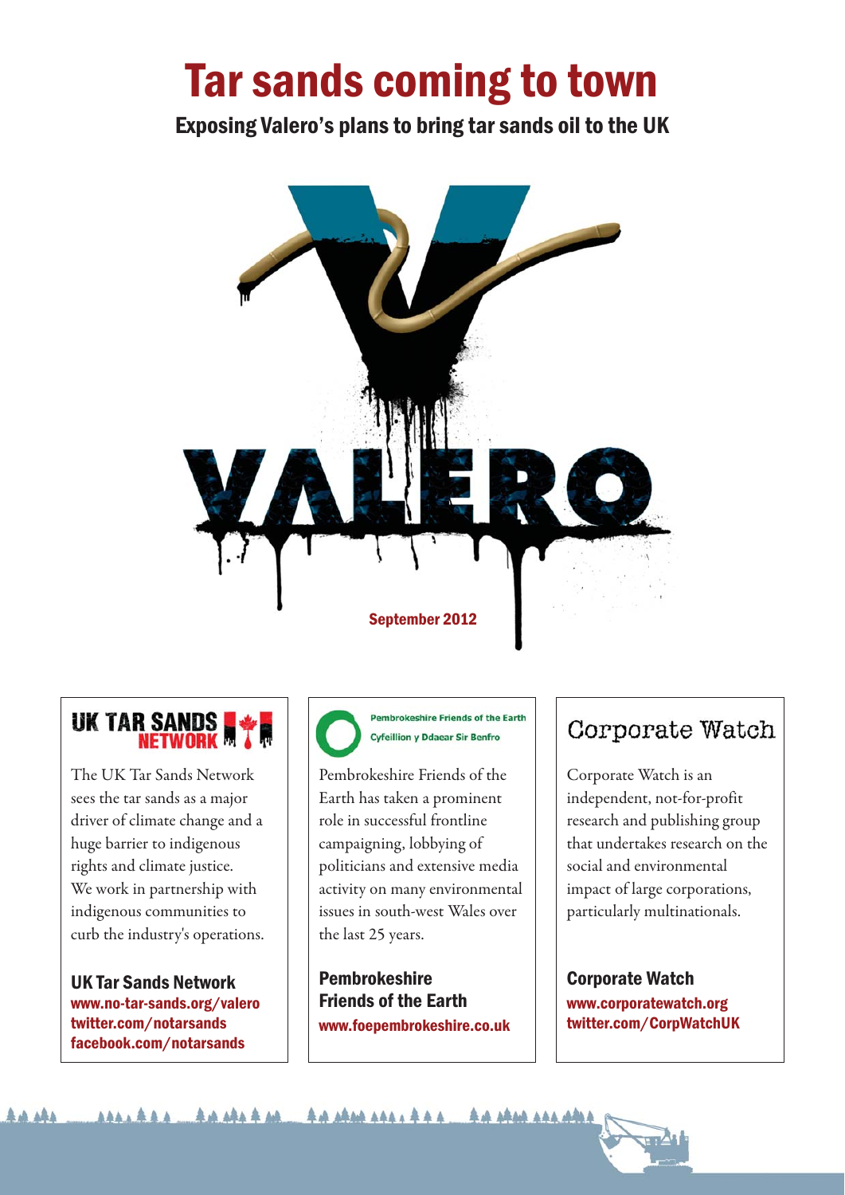# Tar sands coming to town

## Exposing Valero's plans to bring tar sands oil to the UK

September 2012

UK TAR SANDS NETWORK

The UK Tar Sands Network sees the tar sands as a major driver of climate change and a huge barrier to indigenous rights and climate justice. We work in partnership with indigenous communities to curb the industry's operations.

**UK Tar Sands Network**
www.no-tar-sands.org/valero
twitter.com/notarsands
facebook.com/notarsands

Pembrokeshire Friends of the Earth
Cyfeillion y Ddaear Sir Benfro

Pembrokeshire Friends of the Earth has taken a prominent role in successful frontline campaigning, lobbying of politicians and extensive media activity on many environmental issues in south-west Wales over the last 25 years.

**Pembrokeshire Friends of the Earth**
www.foepembrokeshire.co.uk

Corporate Watch

Corporate Watch is an independent, not-for-profit research and publishing group that undertakes research on the social and environmental impact of large corporations, particularly multinationals.

**Corporate Watch**
www.corporatewatch.org
twitter.com/CorpWatchUK